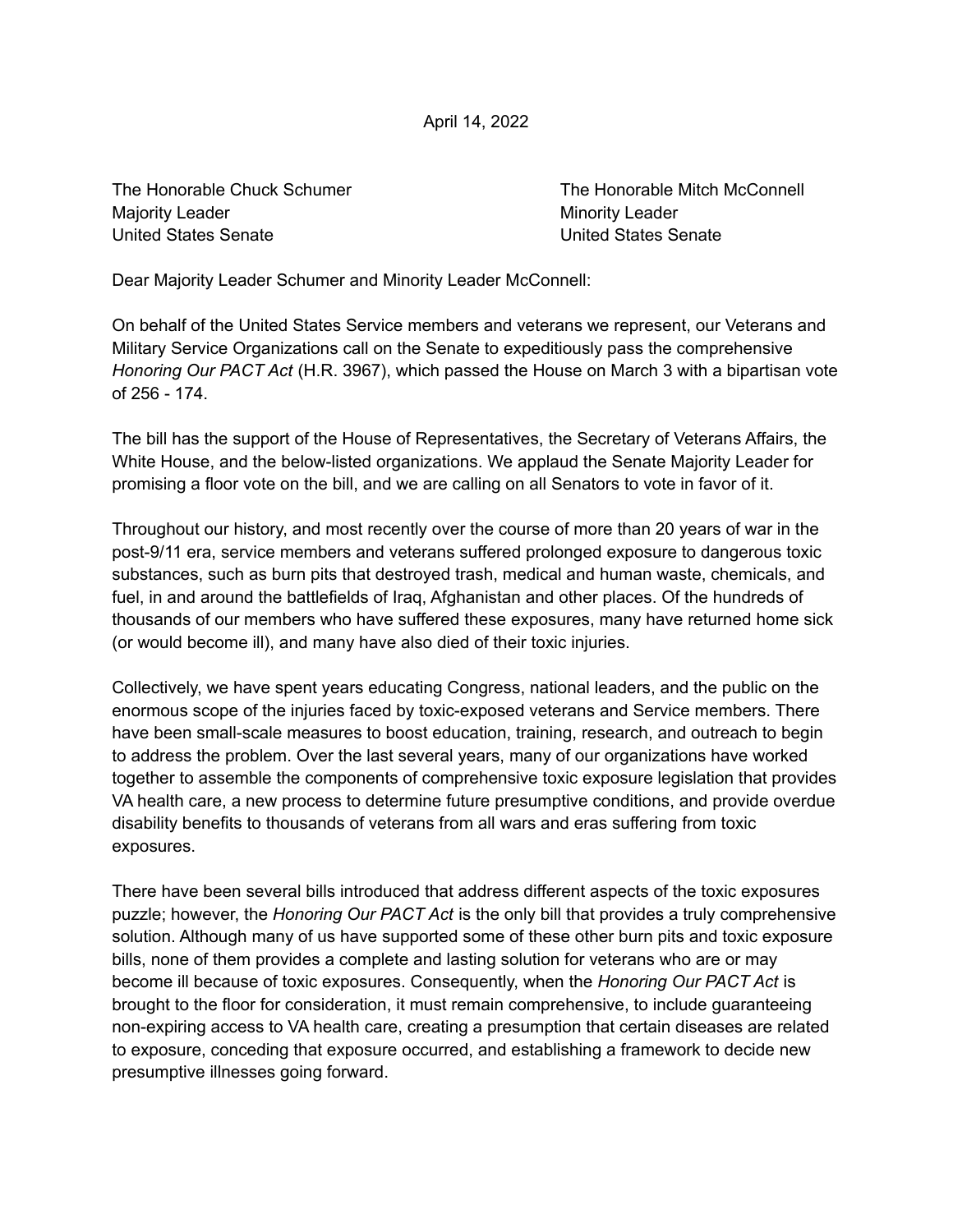April 14, 2022

The Honorable Chuck Schumer
Majority Leader
United States Senate

The Honorable Mitch McConnell
Minority Leader
United States Senate

Dear Majority Leader Schumer and Minority Leader McConnell:

On behalf of the United States Service members and veterans we represent, our Veterans and Military Service Organizations call on the Senate to expeditiously pass the comprehensive *Honoring Our PACT Act* (H.R. 3967), which passed the House on March 3 with a bipartisan vote of 256 - 174.

The bill has the support of the House of Representatives, the Secretary of Veterans Affairs, the White House, and the below-listed organizations. We applaud the Senate Majority Leader for promising a floor vote on the bill, and we are calling on all Senators to vote in favor of it.

Throughout our history, and most recently over the course of more than 20 years of war in the post-9/11 era, service members and veterans suffered prolonged exposure to dangerous toxic substances, such as burn pits that destroyed trash, medical and human waste, chemicals, and fuel, in and around the battlefields of Iraq, Afghanistan and other places. Of the hundreds of thousands of our members who have suffered these exposures, many have returned home sick (or would become ill), and many have also died of their toxic injuries.

Collectively, we have spent years educating Congress, national leaders, and the public on the enormous scope of the injuries faced by toxic-exposed veterans and Service members. There have been small-scale measures to boost education, training, research, and outreach to begin to address the problem. Over the last several years, many of our organizations have worked together to assemble the components of comprehensive toxic exposure legislation that provides VA health care, a new process to determine future presumptive conditions, and provide overdue disability benefits to thousands of veterans from all wars and eras suffering from toxic exposures.

There have been several bills introduced that address different aspects of the toxic exposures puzzle; however, the *Honoring Our PACT Act* is the only bill that provides a truly comprehensive solution. Although many of us have supported some of these other burn pits and toxic exposure bills, none of them provides a complete and lasting solution for veterans who are or may become ill because of toxic exposures. Consequently, when the *Honoring Our PACT Act* is brought to the floor for consideration, it must remain comprehensive, to include guaranteeing non-expiring access to VA health care, creating a presumption that certain diseases are related to exposure, conceding that exposure occurred, and establishing a framework to decide new presumptive illnesses going forward.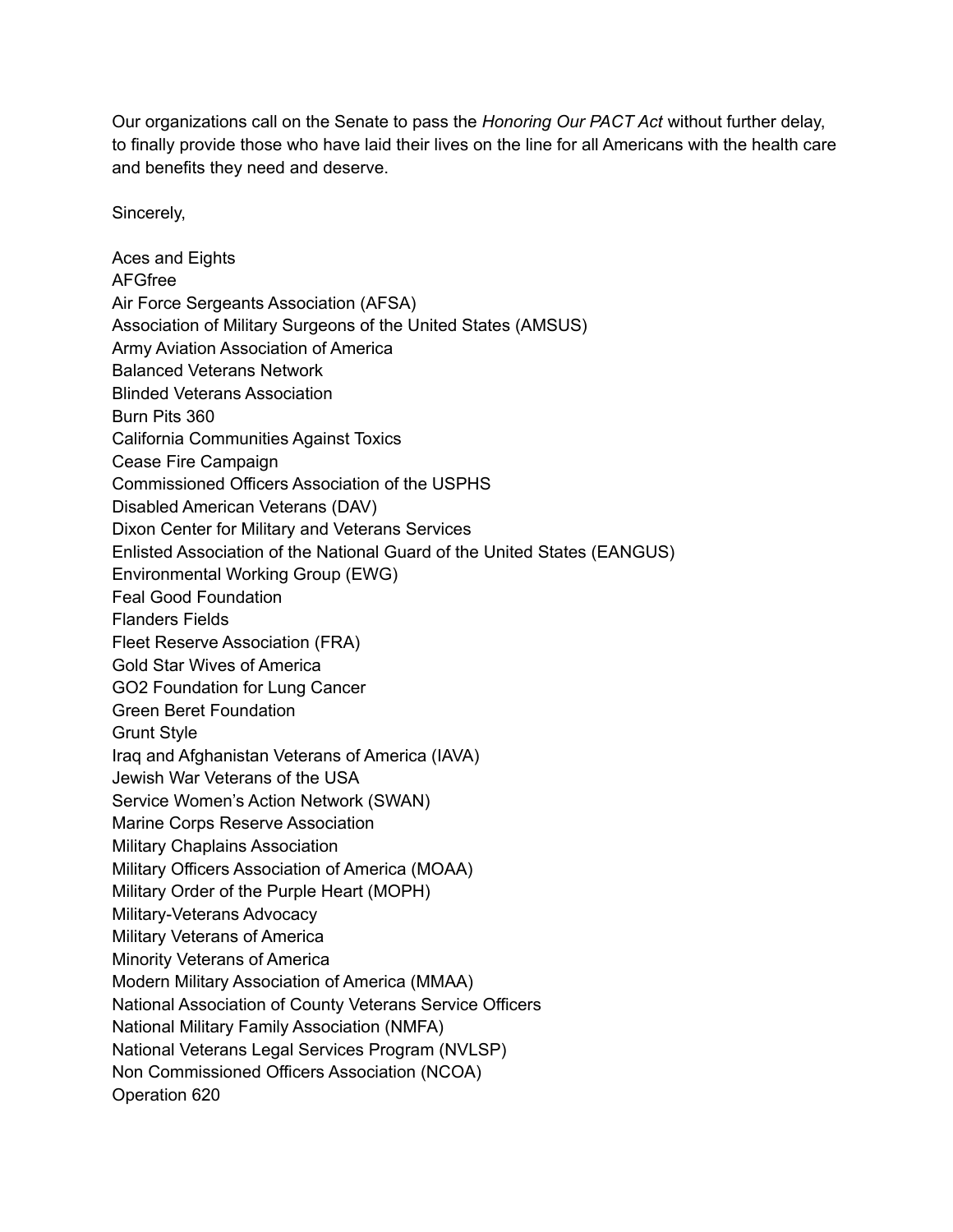Our organizations call on the Senate to pass the *Honoring Our PACT Act* without further delay, to finally provide those who have laid their lives on the line for all Americans with the health care and benefits they need and deserve.

Sincerely,

Aces and Eights
AFGfree
Air Force Sergeants Association (AFSA)
Association of Military Surgeons of the United States (AMSUS)
Army Aviation Association of America
Balanced Veterans Network
Blinded Veterans Association
Burn Pits 360
California Communities Against Toxics
Cease Fire Campaign
Commissioned Officers Association of the USPHS
Disabled American Veterans (DAV)
Dixon Center for Military and Veterans Services
Enlisted Association of the National Guard of the United States (EANGUS)
Environmental Working Group (EWG)
Feal Good Foundation
Flanders Fields
Fleet Reserve Association (FRA)
Gold Star Wives of America
GO2 Foundation for Lung Cancer
Green Beret Foundation
Grunt Style
Iraq and Afghanistan Veterans of America (IAVA)
Jewish War Veterans of the USA
Service Women's Action Network (SWAN)
Marine Corps Reserve Association
Military Chaplains Association
Military Officers Association of America (MOAA)
Military Order of the Purple Heart (MOPH)
Military-Veterans Advocacy
Military Veterans of America
Minority Veterans of America
Modern Military Association of America (MMAA)
National Association of County Veterans Service Officers
National Military Family Association (NMFA)
National Veterans Legal Services Program (NVLSP)
Non Commissioned Officers Association (NCOA)
Operation 620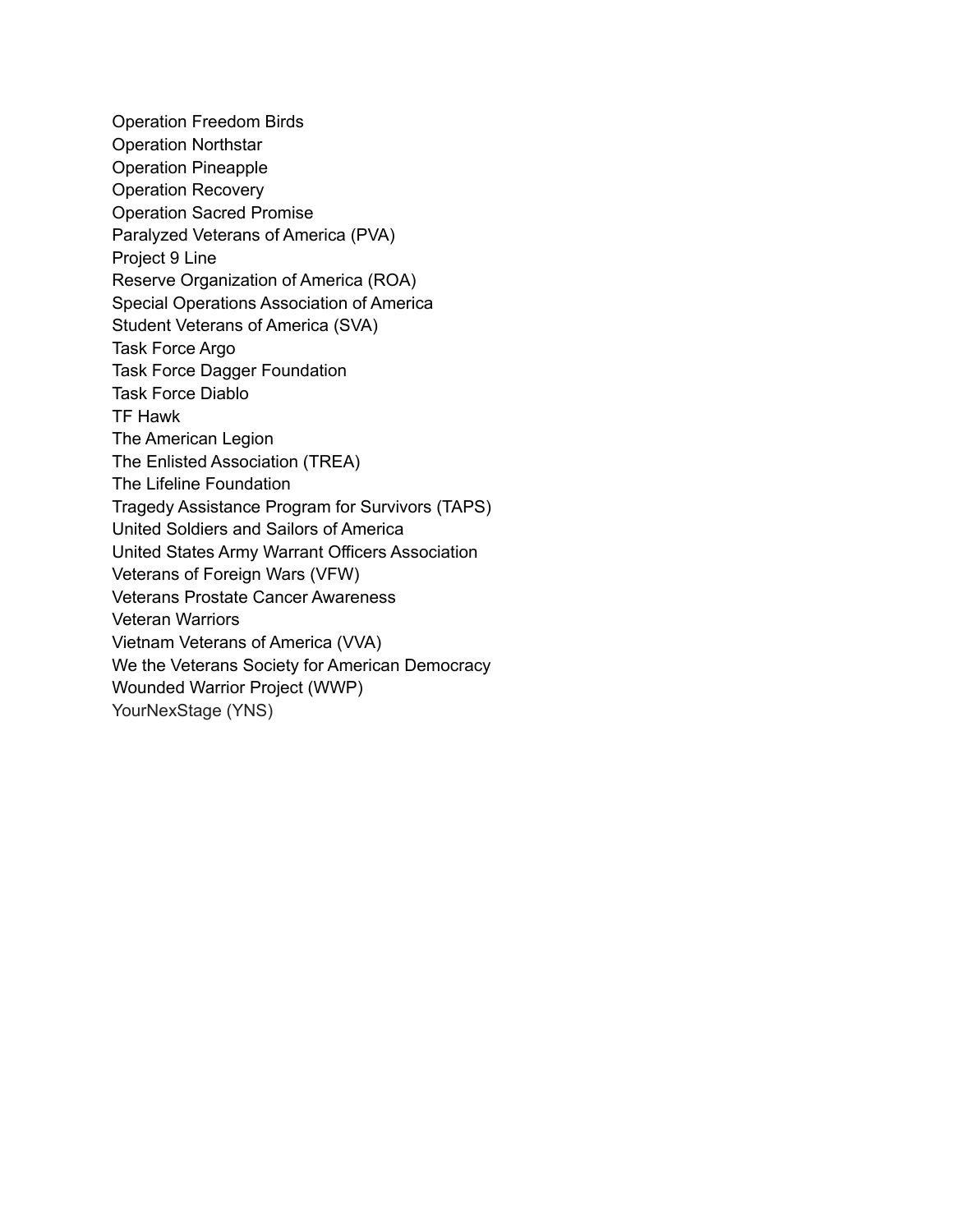Operation Freedom Birds
Operation Northstar
Operation Pineapple
Operation Recovery
Operation Sacred Promise
Paralyzed Veterans of America (PVA)
Project 9 Line
Reserve Organization of America (ROA)
Special Operations Association of America
Student Veterans of America (SVA)
Task Force Argo
Task Force Dagger Foundation
Task Force Diablo
TF Hawk
The American Legion
The Enlisted Association (TREA)
The Lifeline Foundation
Tragedy Assistance Program for Survivors (TAPS)
United Soldiers and Sailors of America
United States Army Warrant Officers Association
Veterans of Foreign Wars (VFW)
Veterans Prostate Cancer Awareness
Veteran Warriors
Vietnam Veterans of America (VVA)
We the Veterans Society for American Democracy
Wounded Warrior Project (WWP)
YourNexStage (YNS)